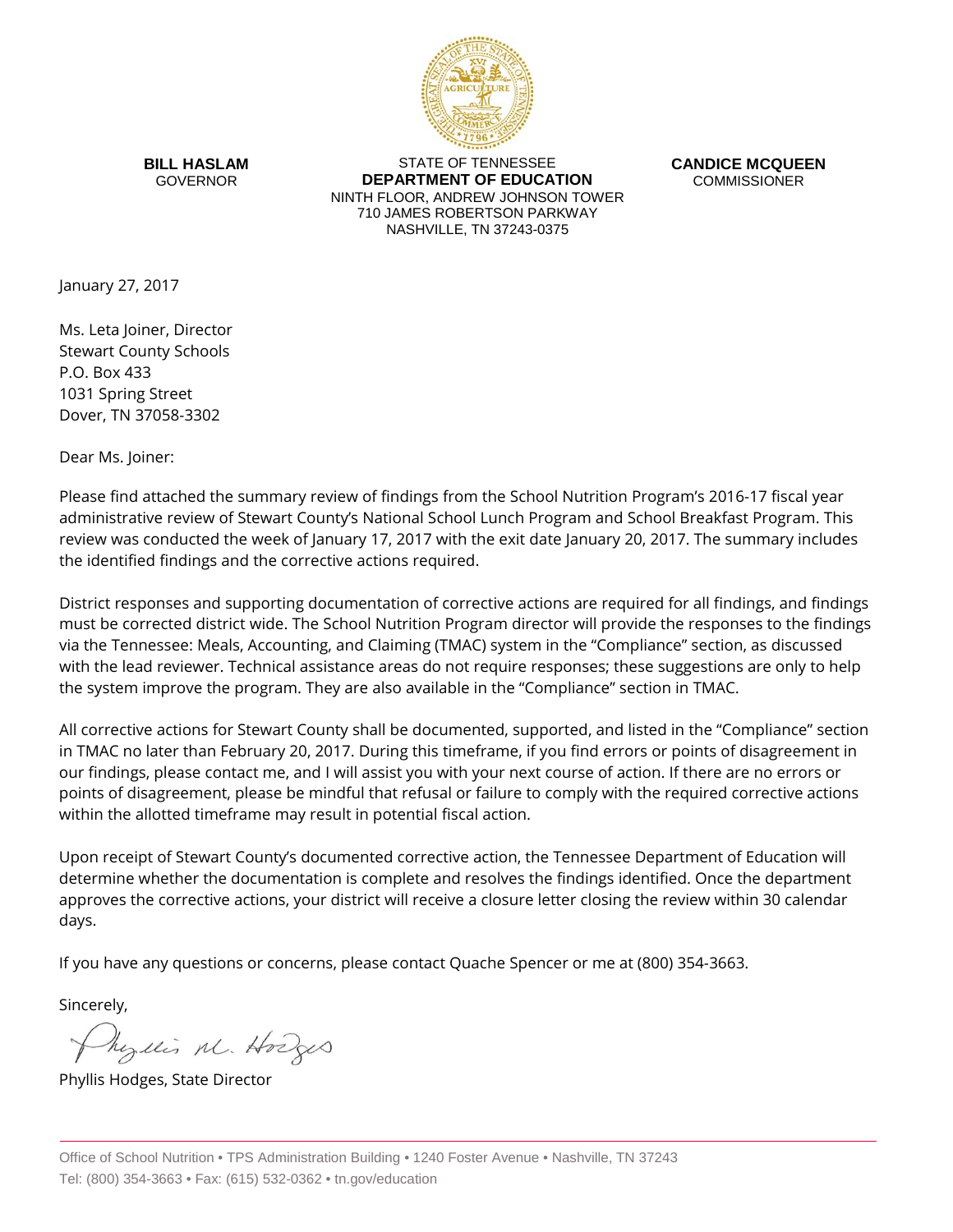**BILL HASLAM**
GOVERNOR

STATE OF TENNESSEE
**DEPARTMENT OF EDUCATION**
NINTH FLOOR, ANDREW JOHNSON TOWER
710 JAMES ROBERTSON PARKWAY
NASHVILLE, TN 37243-0375

**CANDICE MCQUEEN**
COMMISSIONER

January 27, 2017

Ms. Leta Joiner, Director
Stewart County Schools
P.O. Box 433
1031 Spring Street
Dover, TN 37058-3302

Dear Ms. Joiner:

Please find attached the summary review of findings from the School Nutrition Program's 2016-17 fiscal year administrative review of Stewart County's National School Lunch Program and School Breakfast Program. This review was conducted the week of January 17, 2017 with the exit date January 20, 2017. The summary includes the identified findings and the corrective actions required.

District responses and supporting documentation of corrective actions are required for all findings, and findings must be corrected district wide. The School Nutrition Program director will provide the responses to the findings via the Tennessee: Meals, Accounting, and Claiming (TMAC) system in the "Compliance" section, as discussed with the lead reviewer. Technical assistance areas do not require responses; these suggestions are only to help the system improve the program. They are also available in the "Compliance" section in TMAC.

All corrective actions for Stewart County shall be documented, supported, and listed in the "Compliance" section in TMAC no later than February 20, 2017. During this timeframe, if you find errors or points of disagreement in our findings, please contact me, and I will assist you with your next course of action. If there are no errors or points of disagreement, please be mindful that refusal or failure to comply with the required corrective actions within the allotted timeframe may result in potential fiscal action.

Upon receipt of Stewart County's documented corrective action, the Tennessee Department of Education will determine whether the documentation is complete and resolves the findings identified. Once the department approves the corrective actions, your district will receive a closure letter closing the review within 30 calendar days.

If you have any questions or concerns, please contact Quache Spencer or me at (800) 354-3663.

Sincerely,

Phyllis Hodges, State Director

Office of School Nutrition • TPS Administration Building • 1240 Foster Avenue • Nashville, TN 37243
Tel: (800) 354-3663 • Fax: (615) 532-0362 • tn.gov/education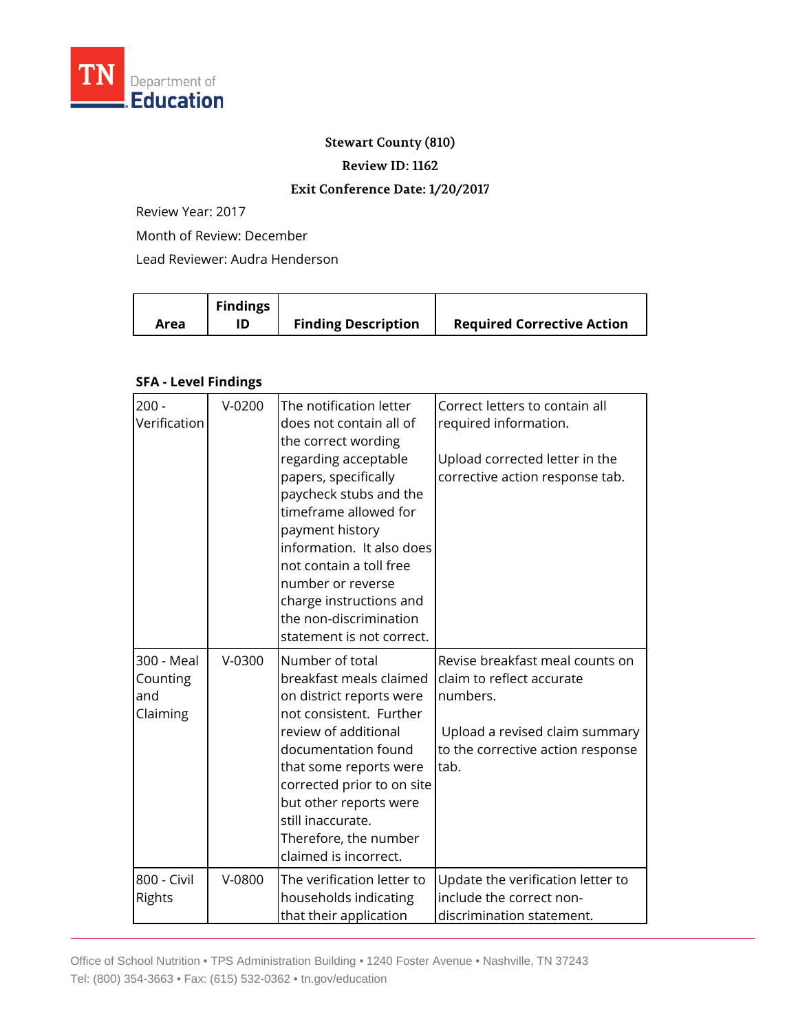**Stewart County (810)**

**Review ID: 1162**

**Exit Conference Date: 1/20/2017**

Review Year: 2017

Month of Review: December

Lead Reviewer: Audra Henderson

| Area | Findings ID | Finding Description | Required Corrective Action |
|---|---|---|---|
| **SFA - Level Findings** | | | |
| 200 - Verification | V-0200 | The notification letter does not contain all of the correct wording regarding acceptable papers, specifically paycheck stubs and the timeframe allowed for payment history information. It also does not contain a toll free number or reverse charge instructions and the non-discrimination statement is not correct. | Correct letters to contain all required information.<br><br>Upload corrected letter in the corrective action response tab. |
| 300 - Meal Counting and Claiming | V-0300 | Number of total breakfast meals claimed on district reports were not consistent. Further review of additional documentation found that some reports were corrected prior to on site but other reports were still inaccurate. Therefore, the number claimed is incorrect. | Revise breakfast meal counts on claim to reflect accurate numbers.<br><br>Upload a revised claim summary to the corrective action response tab. |
| 800 - Civil Rights | V-0800 | The verification letter to households indicating that their application | Update the verification letter to include the correct non-discrimination statement. |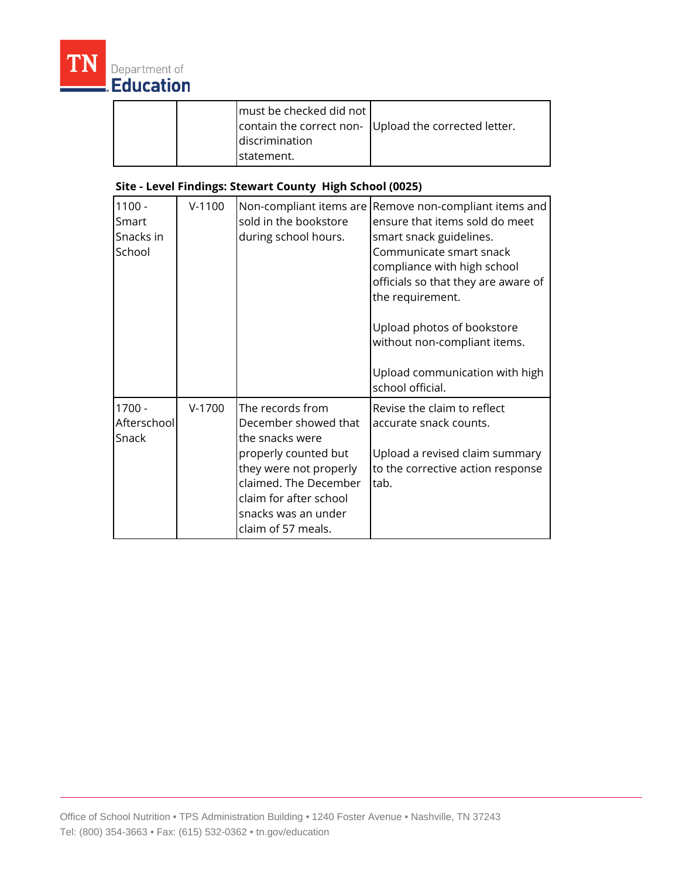| | | | |
|---|---|---|---|
| | | must be checked did not contain the correct non-discrimination statement. | Upload the corrected letter. |

**Site - Level Findings: Stewart County High School (0025)**

| | | | |
|---|---|---|---|
| 1100 - Smart Snacks in School | V-1100 | Non-compliant items are sold in the bookstore during school hours. | Remove non-compliant items and ensure that items sold do meet smart snack guidelines. Communicate smart snack compliance with high school officials so that they are aware of the requirement.<br><br>Upload photos of bookstore without non-compliant items.<br><br>Upload communication with high school official. |
| 1700 - Afterschool Snack | V-1700 | The records from December showed that the snacks were properly counted but they were not properly claimed. The December claim for after school snacks was an under claim of 57 meals. | Revise the claim to reflect accurate snack counts.<br><br>Upload a revised claim summary to the corrective action response tab. |